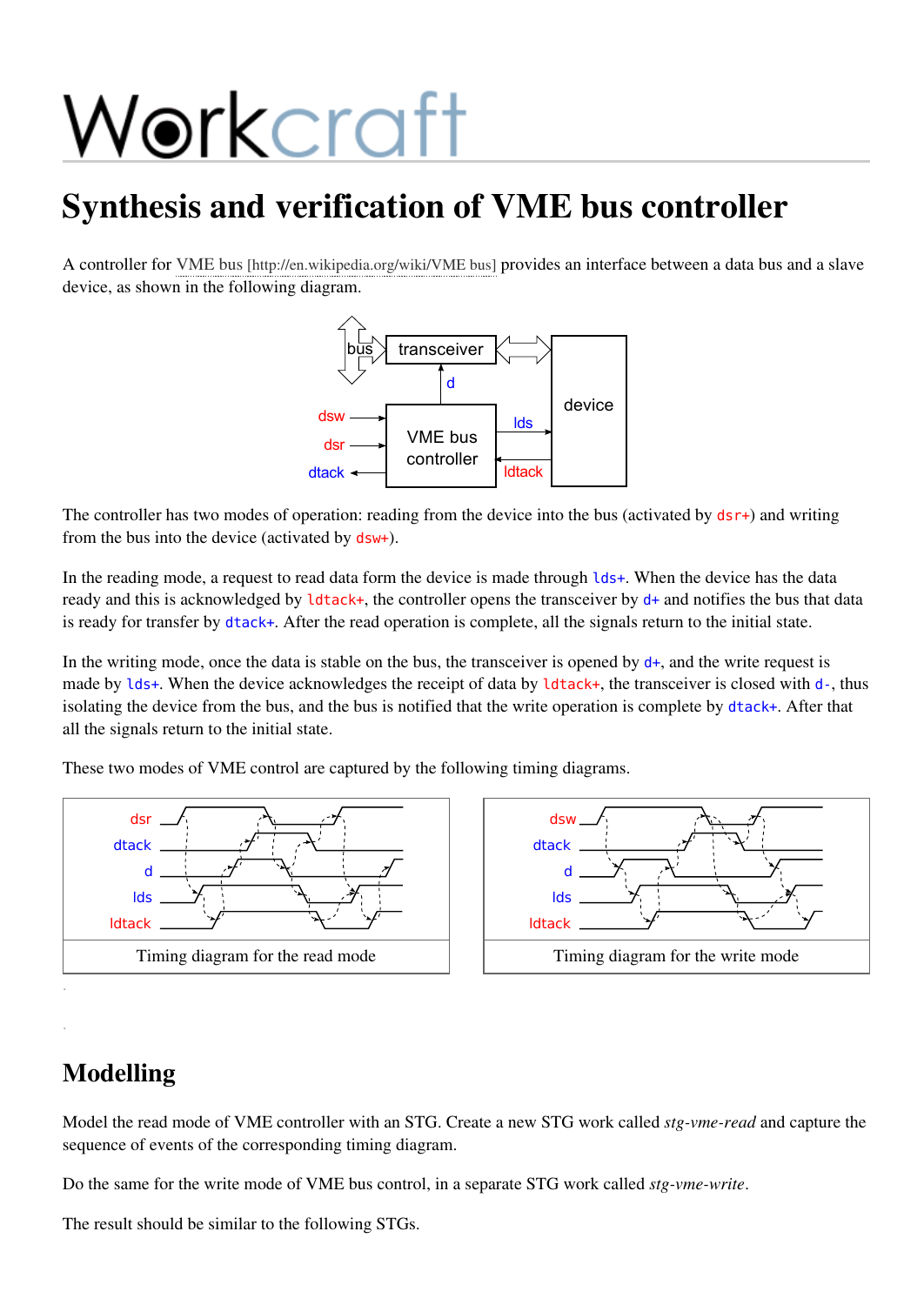# Synthesis and verification of VME bus controller

A controller for VME bus [http://en.wikipedia.org/wiki/VME bus] provides an interface between a data bus and a slave device, as shown in the following diagram.

The controller has two modes of operation: reading from the device into the bus (activated by `dsr+`) and writing from the bus into the device (activated by `dsw+`).

In the reading mode, a request to read data form the device is made through `lds+`. When the device has the data ready and this is acknowledged by `ldtack+`, the controller opens the transceiver by `d+` and notifies the bus that data is ready for transfer by `dtack+`. After the read operation is complete, all the signals return to the initial state.

In the writing mode, once the data is stable on the bus, the transceiver is opened by `d+`, and the write request is made by `lds+`. When the device acknowledges the receipt of data by `ldtack+`, the transceiver is closed with `d-`, thus isolating the device from the bus, and the bus is notified that the write operation is complete by `dtack+`. After that all the signals return to the initial state.

These two modes of VME control are captured by the following timing diagrams.

Timing diagram for the read mode

Timing diagram for the write mode

## Modelling

Model the read mode of VME controller with an STG. Create a new STG work called *stg-vme-read* and capture the sequence of events of the corresponding timing diagram.

Do the same for the write mode of VME bus control, in a separate STG work called *stg-vme-write*.

The result should be similar to the following STGs.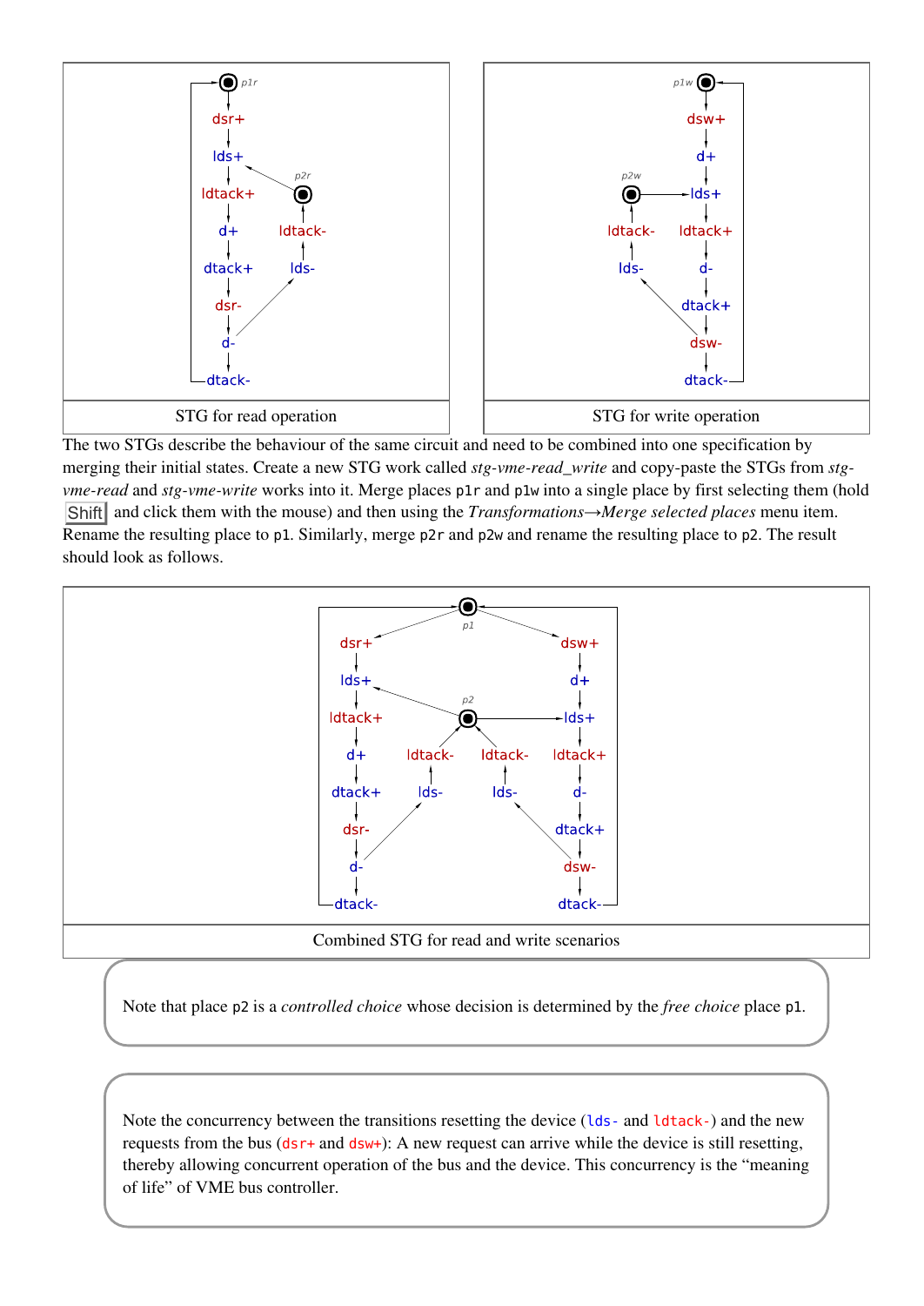STG for read operation

STG for write operation

The two STGs describe the behaviour of the same circuit and need to be combined into one specification by merging their initial states. Create a new STG work called *stg-vme-read_write* and copy-paste the STGs from *stg-vme-read* and *stg-vme-write* works into it. Merge places `p1r` and `p1w` into a single place by first selecting them (hold Shift and click them with the mouse) and then using the *Transformations→Merge selected places* menu item. Rename the resulting place to `p1`. Similarly, merge `p2r` and `p2w` and rename the resulting place to `p2`. The result should look as follows.

Combined STG for read and write scenarios

> Note that place `p2` is a *controlled choice* whose decision is determined by the *free choice* place `p1`.

> Note the concurrency between the transitions resetting the device (`lds-` and `ldtack-`) and the new requests from the bus (`dsr+` and `dsw+`): A new request can arrive while the device is still resetting, thereby allowing concurrent operation of the bus and the device. This concurrency is the "meaning of life" of VME bus controller.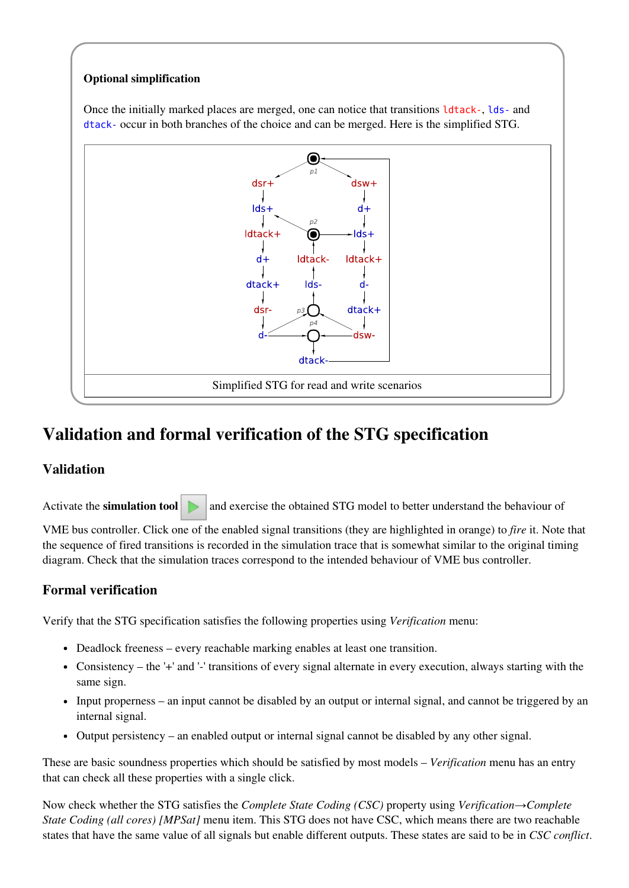**Optional simplification**

Once the initially marked places are merged, one can notice that transitions `ldtack-`, `lds-` and `dtack-` occur in both branches of the choice and can be merged. Here is the simplified STG.

Simplified STG for read and write scenarios

## Validation and formal verification of the STG specification

### Validation

Activate the **simulation tool** and exercise the obtained STG model to better understand the behaviour of VME bus controller. Click one of the enabled signal transitions (they are highlighted in orange) to *fire* it. Note that the sequence of fired transitions is recorded in the simulation trace that is somewhat similar to the original timing diagram. Check that the simulation traces correspond to the intended behaviour of VME bus controller.

### Formal verification

Verify that the STG specification satisfies the following properties using *Verification* menu:

- Deadlock freeness – every reachable marking enables at least one transition.
- Consistency – the '+' and '-' transitions of every signal alternate in every execution, always starting with the same sign.
- Input properness – an input cannot be disabled by an output or internal signal, and cannot be triggered by an internal signal.
- Output persistency – an enabled output or internal signal cannot be disabled by any other signal.

These are basic soundness properties which should be satisfied by most models – *Verification* menu has an entry that can check all these properties with a single click.

Now check whether the STG satisfies the *Complete State Coding (CSC)* property using *Verification→Complete State Coding (all cores) [MPSat]* menu item. This STG does not have CSC, which means there are two reachable states that have the same value of all signals but enable different outputs. These states are said to be in *CSC conflict*.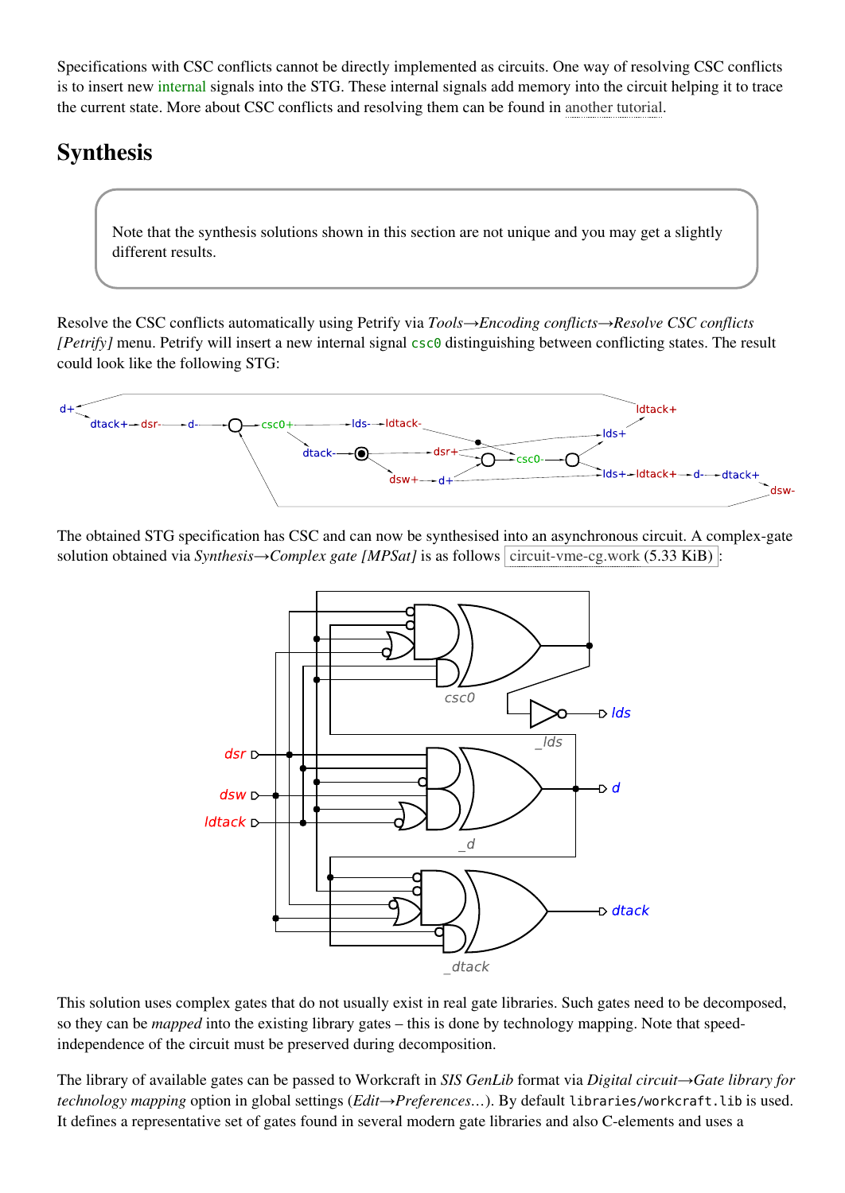Specifications with CSC conflicts cannot be directly implemented as circuits. One way of resolving CSC conflicts is to insert new internal signals into the STG. These internal signals add memory into the circuit helping it to trace the current state. More about CSC conflicts and resolving them can be found in another tutorial.

## Synthesis

> Note that the synthesis solutions shown in this section are not unique and you may get a slightly different results.

Resolve the CSC conflicts automatically using Petrify via *Tools→Encoding conflicts→Resolve CSC conflicts [Petrify]* menu. Petrify will insert a new internal signal `csc0` distinguishing between conflicting states. The result could look like the following STG:

The obtained STG specification has CSC and can now be synthesised into an asynchronous circuit. A complex-gate solution obtained via *Synthesis→Complex gate [MPSat]* is as follows circuit-vme-cg.work (5.33 KiB):

This solution uses complex gates that do not usually exist in real gate libraries. Such gates need to be decomposed, so they can be *mapped* into the existing library gates – this is done by technology mapping. Note that speed-independence of the circuit must be preserved during decomposition.

The library of available gates can be passed to Workcraft in *SIS GenLib* format via *Digital circuit→Gate library for technology mapping* option in global settings (*Edit→Preferences...*). By default `libraries/workcraft.lib` is used. It defines a representative set of gates found in several modern gate libraries and also C-elements and uses a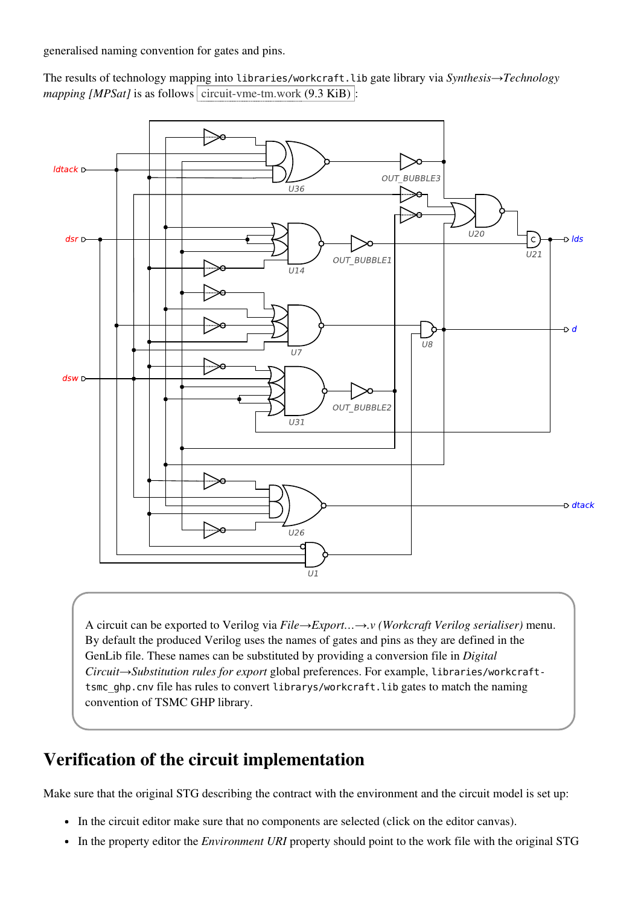generalised naming convention for gates and pins.

The results of technology mapping into `libraries/workcraft.lib` gate library via *Synthesis→Technology mapping [MPSat]* is as follows circuit-vme-tm.work (9.3 KiB) :

A circuit can be exported to Verilog via *File→Export...→.v (Workcraft Verilog serialiser)* menu. By default the produced Verilog uses the names of gates and pins as they are defined in the GenLib file. These names can be substituted by providing a conversion file in *Digital Circuit→Substitution rules for export* global preferences. For example, `libraries/workcraft-tsmc_ghp.cnv` file has rules to convert `librarys/workcraft.lib` gates to match the naming convention of TSMC GHP library.

## Verification of the circuit implementation

Make sure that the original STG describing the contract with the environment and the circuit model is set up:

- In the circuit editor make sure that no components are selected (click on the editor canvas).
- In the property editor the *Environment URI* property should point to the work file with the original STG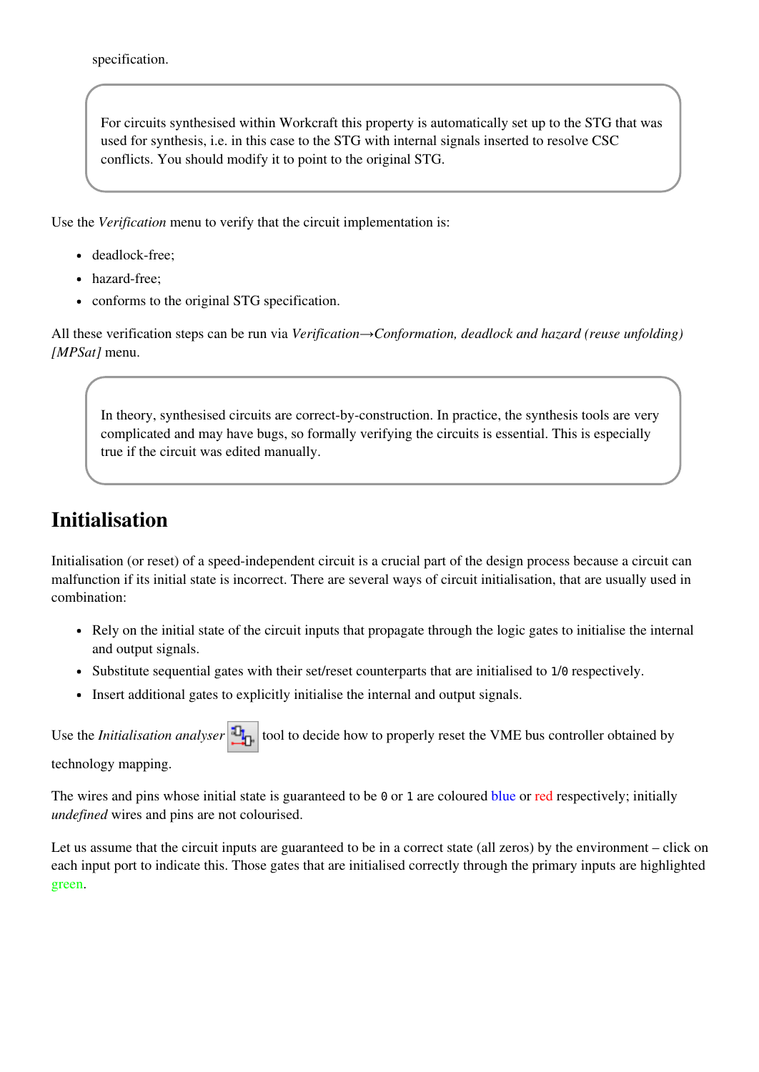specification.

> For circuits synthesised within Workcraft this property is automatically set up to the STG that was used for synthesis, i.e. in this case to the STG with internal signals inserted to resolve CSC conflicts. You should modify it to point to the original STG.

Use the *Verification* menu to verify that the circuit implementation is:

- deadlock-free;
- hazard-free;
- conforms to the original STG specification.

All these verification steps can be run via *Verification→Conformation, deadlock and hazard (reuse unfolding) [MPSat]* menu.

> In theory, synthesised circuits are correct-by-construction. In practice, the synthesis tools are very complicated and may have bugs, so formally verifying the circuits is essential. This is especially true if the circuit was edited manually.

## Initialisation

Initialisation (or reset) of a speed-independent circuit is a crucial part of the design process because a circuit can malfunction if its initial state is incorrect. There are several ways of circuit initialisation, that are usually used in combination:

- Rely on the initial state of the circuit inputs that propagate through the logic gates to initialise the internal and output signals.
- Substitute sequential gates with their set/reset counterparts that are initialised to `1`/`0` respectively.
- Insert additional gates to explicitly initialise the internal and output signals.

Use the *Initialisation analyser* tool to decide how to properly reset the VME bus controller obtained by technology mapping.

The wires and pins whose initial state is guaranteed to be `0` or `1` are coloured blue or red respectively; initially *undefined* wires and pins are not colourised.

Let us assume that the circuit inputs are guaranteed to be in a correct state (all zeros) by the environment – click on each input port to indicate this. Those gates that are initialised correctly through the primary inputs are highlighted green.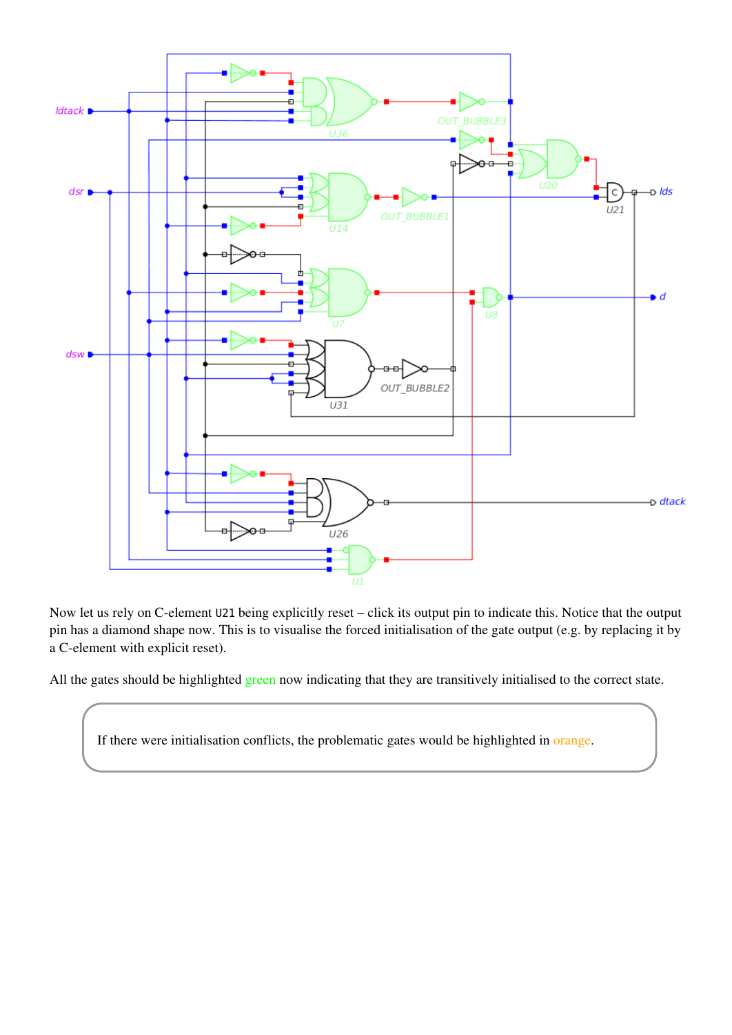ldtack
dsr
dsw
U36
OUT_BUBBLE3
U20
U21
lds
U14
OUT_BUBBLE1
U7
U8
d
U31
OUT_BUBBLE2
U26
dtack
U1

Now let us rely on C-element `U21` being explicitly reset – click its output pin to indicate this. Notice that the output pin has a diamond shape now. This is to visualise the forced initialisation of the gate output (e.g. by replacing it by a C-element with explicit reset).

All the gates should be highlighted green now indicating that they are transitively initialised to the correct state.

> If there were initialisation conflicts, the problematic gates would be highlighted in orange.